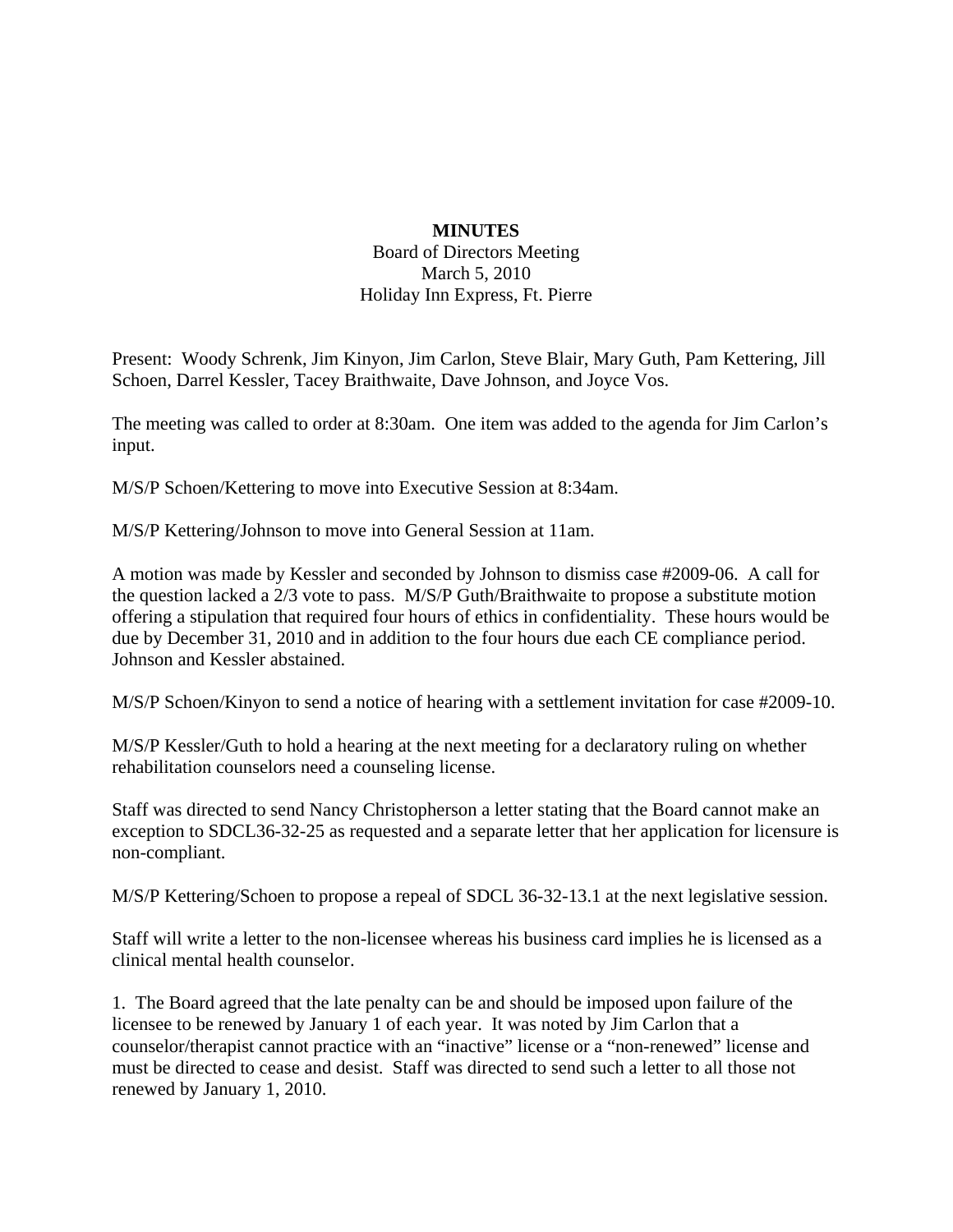**MINUTES**

Board of Directors Meeting
March 5, 2010
Holiday Inn Express, Ft. Pierre

Present: Woody Schrenk, Jim Kinyon, Jim Carlon, Steve Blair, Mary Guth, Pam Kettering, Jill Schoen, Darrel Kessler, Tacey Braithwaite, Dave Johnson, and Joyce Vos.

The meeting was called to order at 8:30am. One item was added to the agenda for Jim Carlon's input.

M/S/P Schoen/Kettering to move into Executive Session at 8:34am.

M/S/P Kettering/Johnson to move into General Session at 11am.

A motion was made by Kessler and seconded by Johnson to dismiss case #2009-06. A call for the question lacked a 2/3 vote to pass. M/S/P Guth/Braithwaite to propose a substitute motion offering a stipulation that required four hours of ethics in confidentiality. These hours would be due by December 31, 2010 and in addition to the four hours due each CE compliance period. Johnson and Kessler abstained.

M/S/P Schoen/Kinyon to send a notice of hearing with a settlement invitation for case #2009-10.

M/S/P Kessler/Guth to hold a hearing at the next meeting for a declaratory ruling on whether rehabilitation counselors need a counseling license.

Staff was directed to send Nancy Christopherson a letter stating that the Board cannot make an exception to SDCL36-32-25 as requested and a separate letter that her application for licensure is non-compliant.

M/S/P Kettering/Schoen to propose a repeal of SDCL 36-32-13.1 at the next legislative session.

Staff will write a letter to the non-licensee whereas his business card implies he is licensed as a clinical mental health counselor.

1. The Board agreed that the late penalty can be and should be imposed upon failure of the licensee to be renewed by January 1 of each year. It was noted by Jim Carlon that a counselor/therapist cannot practice with an "inactive" license or a "non-renewed" license and must be directed to cease and desist. Staff was directed to send such a letter to all those not renewed by January 1, 2010.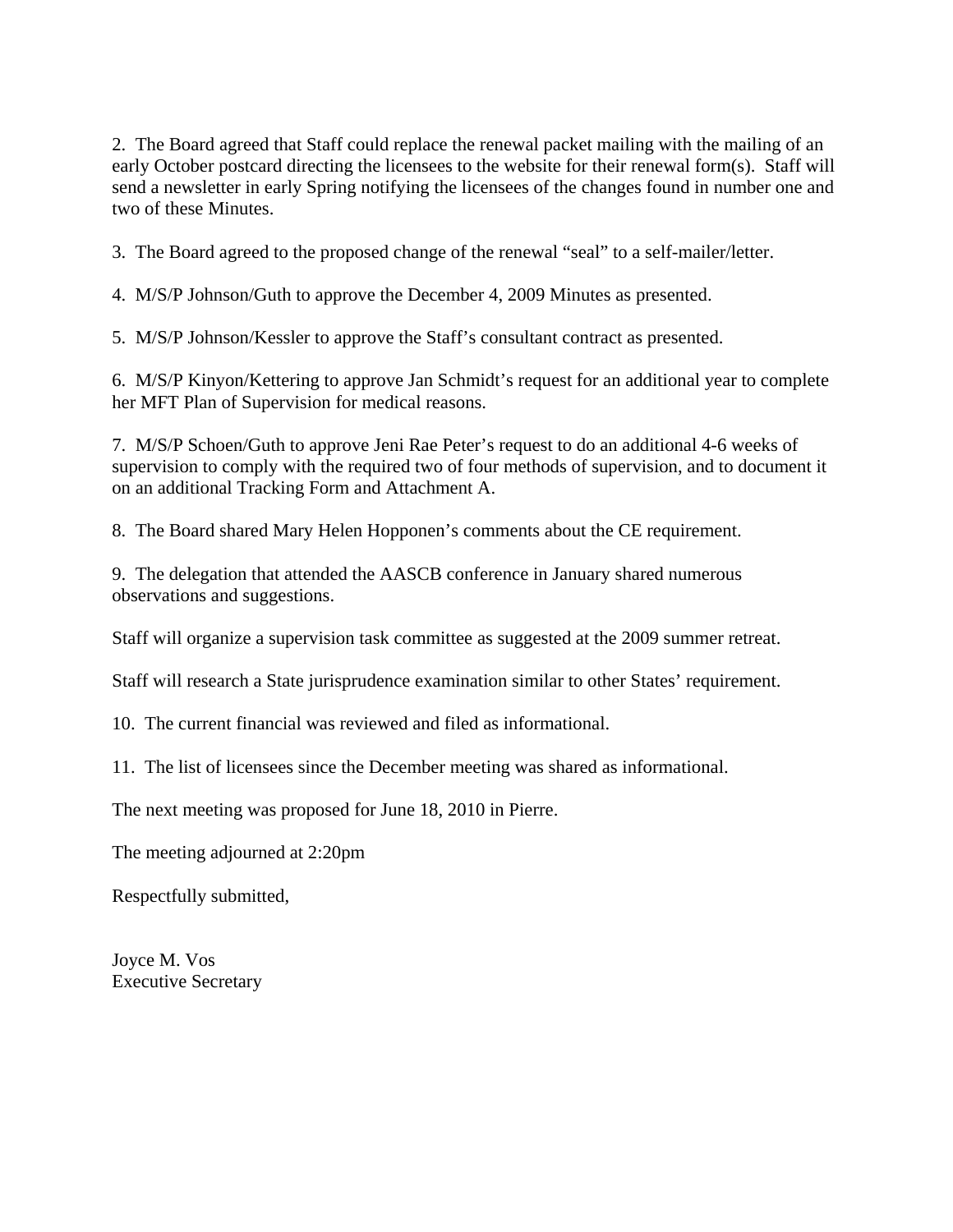2. The Board agreed that Staff could replace the renewal packet mailing with the mailing of an early October postcard directing the licensees to the website for their renewal form(s). Staff will send a newsletter in early Spring notifying the licensees of the changes found in number one and two of these Minutes.

3. The Board agreed to the proposed change of the renewal "seal" to a self-mailer/letter.

4. M/S/P Johnson/Guth to approve the December 4, 2009 Minutes as presented.

5. M/S/P Johnson/Kessler to approve the Staff's consultant contract as presented.

6. M/S/P Kinyon/Kettering to approve Jan Schmidt's request for an additional year to complete her MFT Plan of Supervision for medical reasons.

7. M/S/P Schoen/Guth to approve Jeni Rae Peter's request to do an additional 4-6 weeks of supervision to comply with the required two of four methods of supervision, and to document it on an additional Tracking Form and Attachment A.

8. The Board shared Mary Helen Hopponen's comments about the CE requirement.

9. The delegation that attended the AASCB conference in January shared numerous observations and suggestions.

Staff will organize a supervision task committee as suggested at the 2009 summer retreat.

Staff will research a State jurisprudence examination similar to other States' requirement.

10. The current financial was reviewed and filed as informational.

11. The list of licensees since the December meeting was shared as informational.

The next meeting was proposed for June 18, 2010 in Pierre.

The meeting adjourned at 2:20pm

Respectfully submitted,

Joyce M. Vos
Executive Secretary